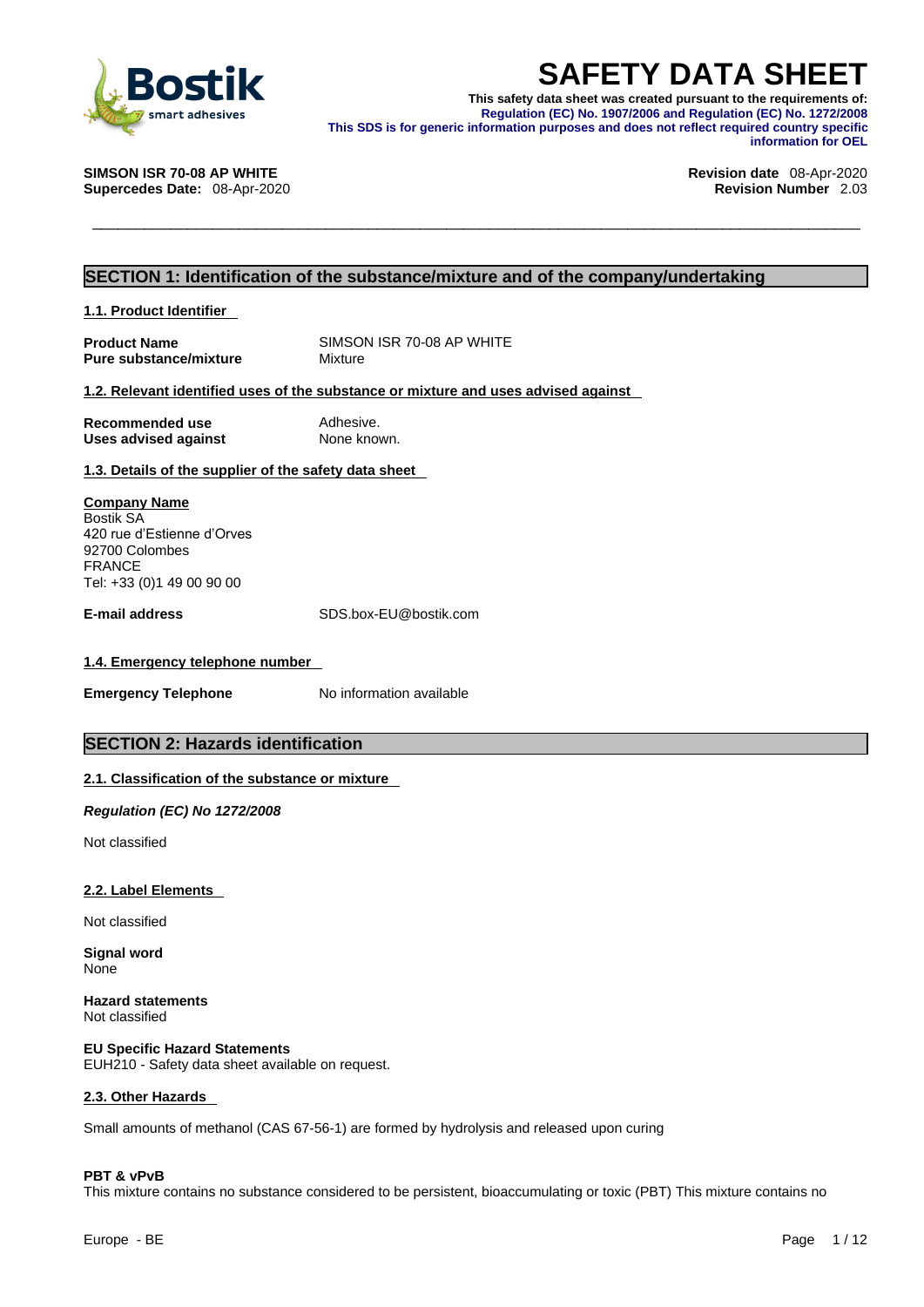# SAFETY DATA SHEET

**This safety data sheet was created pursuant to the requirements of:**
**Regulation (EC) No. 1907/2006 and Regulation (EC) No. 1272/2008**
**This SDS is for generic information purposes and does not reflect required country specific information for OEL**

**SIMSON ISR 70-08 AP WHITE**
**Supercedes Date:** 08-Apr-2020

**Revision date** 08-Apr-2020
**Revision Number** 2.03

## SECTION 1: Identification of the substance/mixture and of the company/undertaking

### 1.1. Product Identifier

| | |
|---|---|
| **Product Name** | SIMSON ISR 70-08 AP WHITE |
| **Pure substance/mixture** | Mixture |

### 1.2. Relevant identified uses of the substance or mixture and uses advised against

| | |
|---|---|
| **Recommended use** | Adhesive. |
| **Uses advised against** | None known. |

### 1.3. Details of the supplier of the safety data sheet

**Company Name**
Bostik SA
420 rue d'Estienne d'Orves
92700 Colombes
FRANCE
Tel: +33 (0)1 49 00 90 00

**E-mail address** SDS.box-EU@bostik.com

### 1.4. Emergency telephone number

**Emergency Telephone** No information available

## SECTION 2: Hazards identification

### 2.1. Classification of the substance or mixture

***Regulation (EC) No 1272/2008***

Not classified

### 2.2. Label Elements

Not classified

**Signal word**
None

**Hazard statements**
Not classified

**EU Specific Hazard Statements**
EUH210 - Safety data sheet available on request.

### 2.3. Other Hazards

Small amounts of methanol (CAS 67-56-1) are formed by hydrolysis and released upon curing

**PBT & vPvB**
This mixture contains no substance considered to be persistent, bioaccumulating or toxic (PBT) This mixture contains no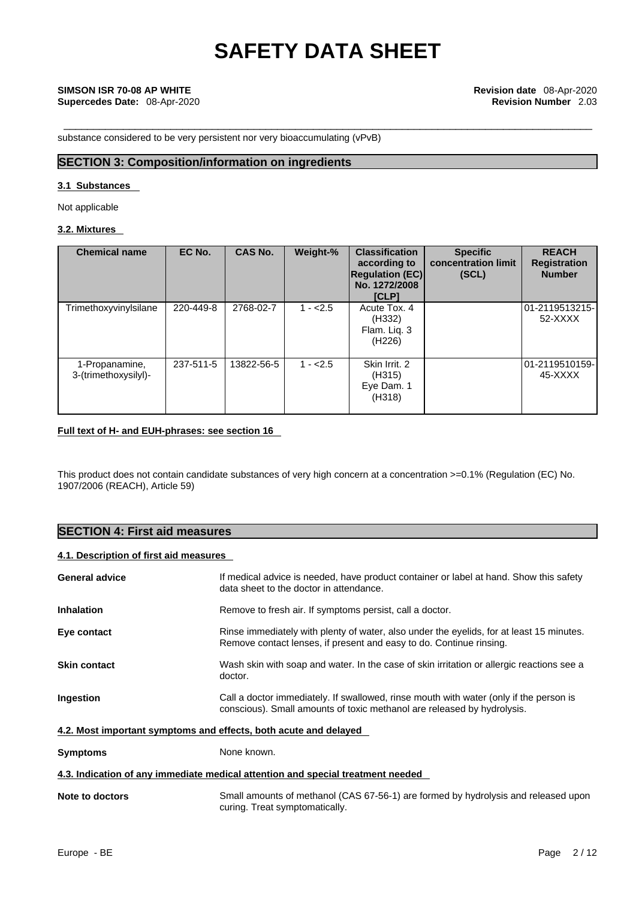substance considered to be very persistent nor very bioaccumulating (vPvB)

## SECTION 3: Composition/information on ingredients

### 3.1 Substances

Not applicable

### 3.2. Mixtures

| Chemical name | EC No. | CAS No. | Weight-% | Classification according to Regulation (EC) No. 1272/2008 [CLP] | Specific concentration limit (SCL) | REACH Registration Number |
|---|---|---|---|---|---|---|
| Trimethoxyvinylsilane | 220-449-8 | 2768-02-7 | 1 - <2.5 | Acute Tox. 4 (H332) Flam. Liq. 3 (H226) | | 01-2119513215-52-XXXX |
| 1-Propanamine, 3-(trimethoxysilyl)- | 237-511-5 | 13822-56-5 | 1 - <2.5 | Skin Irrit. 2 (H315) Eye Dam. 1 (H318) | | 01-2119510159-45-XXXX |

**Full text of H- and EUH-phrases: see section 16**

This product does not contain candidate substances of very high concern at a concentration >=0.1% (Regulation (EC) No. 1907/2006 (REACH), Article 59)

## SECTION 4: First aid measures

### 4.1. Description of first aid measures

**General advice** If medical advice is needed, have product container or label at hand. Show this safety data sheet to the doctor in attendance.

**Inhalation** Remove to fresh air. If symptoms persist, call a doctor.

**Eye contact** Rinse immediately with plenty of water, also under the eyelids, for at least 15 minutes. Remove contact lenses, if present and easy to do. Continue rinsing.

**Skin contact** Wash skin with soap and water. In the case of skin irritation or allergic reactions see a doctor.

**Ingestion** Call a doctor immediately. If swallowed, rinse mouth with water (only if the person is conscious). Small amounts of toxic methanol are released by hydrolysis.

### 4.2. Most important symptoms and effects, both acute and delayed

**Symptoms** None known.

### 4.3. Indication of any immediate medical attention and special treatment needed

**Note to doctors** Small amounts of methanol (CAS 67-56-1) are formed by hydrolysis and released upon curing. Treat symptomatically.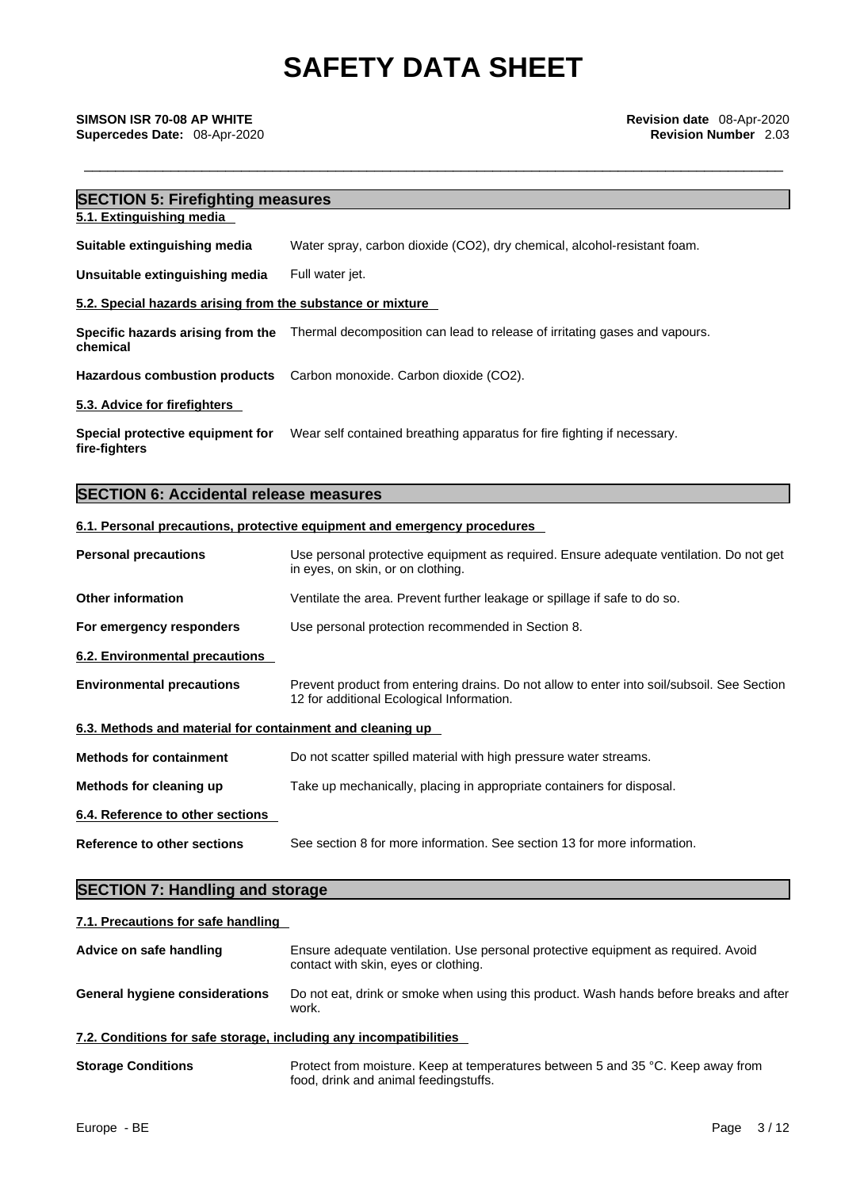## SECTION 5: Firefighting measures

### 5.1. Extinguishing media

**Suitable extinguishing media** Water spray, carbon dioxide ($CO_2$), dry chemical, alcohol-resistant foam.

**Unsuitable extinguishing media** Full water jet.

### 5.2. Special hazards arising from the substance or mixture

**Specific hazards arising from the chemical** Thermal decomposition can lead to release of irritating gases and vapours.

**Hazardous combustion products** Carbon monoxide. Carbon dioxide ($CO_2$).

### 5.3. Advice for firefighters

**Special protective equipment for fire-fighters** Wear self contained breathing apparatus for fire fighting if necessary.

## SECTION 6: Accidental release measures

### 6.1. Personal precautions, protective equipment and emergency procedures

**Personal precautions** Use personal protective equipment as required. Ensure adequate ventilation. Do not get in eyes, on skin, or on clothing.

**Other information** Ventilate the area. Prevent further leakage or spillage if safe to do so.

**For emergency responders** Use personal protection recommended in Section 8.

### 6.2. Environmental precautions

**Environmental precautions** Prevent product from entering drains. Do not allow to enter into soil/subsoil. See Section 12 for additional Ecological Information.

### 6.3. Methods and material for containment and cleaning up

**Methods for containment** Do not scatter spilled material with high pressure water streams.

**Methods for cleaning up** Take up mechanically, placing in appropriate containers for disposal.

### 6.4. Reference to other sections

**Reference to other sections** See section 8 for more information. See section 13 for more information.

## SECTION 7: Handling and storage

### 7.1. Precautions for safe handling

**Advice on safe handling** Ensure adequate ventilation. Use personal protective equipment as required. Avoid contact with skin, eyes or clothing.

**General hygiene considerations** Do not eat, drink or smoke when using this product. Wash hands before breaks and after work.

### 7.2. Conditions for safe storage, including any incompatibilities

**Storage Conditions** Protect from moisture. Keep at temperatures between 5 and 35 °C. Keep away from food, drink and animal feedingstuffs.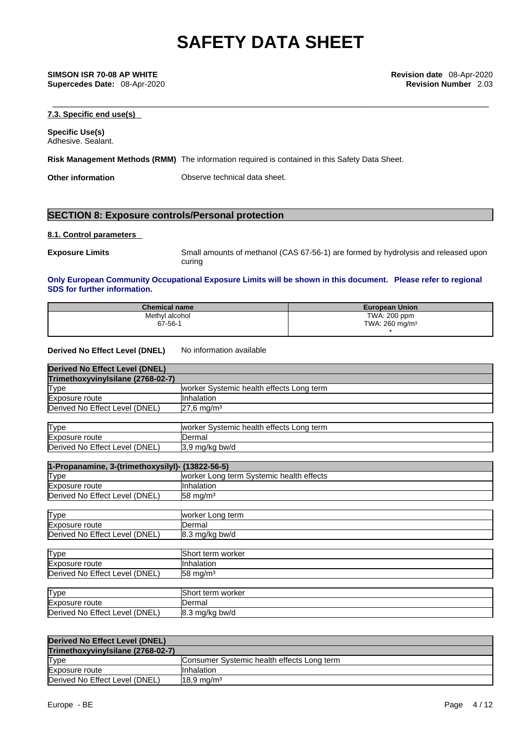# SAFETY DATA SHEET

**SIMSON ISR 70-08 AP WHITE**
**Supercedes Date:** 08-Apr-2020

**Revision date** 08-Apr-2020
**Revision Number** 2.03

**7.3. Specific end use(s)**

**Specific Use(s)**
Adhesive. Sealant.

**Risk Management Methods (RMM)** The information required is contained in this Safety Data Sheet.

**Other information** Observe technical data sheet.

## SECTION 8: Exposure controls/Personal protection

**8.1. Control parameters**

**Exposure Limits** Small amounts of methanol (CAS 67-56-1) are formed by hydrolysis and released upon curing

**Only European Community Occupational Exposure Limits will be shown in this document. Please refer to regional SDS for further information.**

| Chemical name | European Union |
|---|---|
| Methyl alcohol<br>67-56-1 | TWA: 200 ppm<br>TWA: 260 mg/m³<br>* |

**Derived No Effect Level (DNEL)** No information available

| Derived No Effect Level (DNEL) | |
|---|---|
| **Trimethoxyvinylsilane (2768-02-7)** | |
| Type | worker Systemic health effects Long term |
| Exposure route | Inhalation |
| Derived No Effect Level (DNEL) | 27,6 mg/m³ |

| Type | worker Systemic health effects Long term |
|---|---|
| Exposure route | Dermal |
| Derived No Effect Level (DNEL) | 3,9 mg/kg bw/d |

| 1-Propanamine, 3-(trimethoxysilyl)- (13822-56-5) | |
|---|---|
| Type | worker Long term Systemic health effects |
| Exposure route | Inhalation |
| Derived No Effect Level (DNEL) | 58 mg/m³ |

| Type | worker Long term |
|---|---|
| Exposure route | Dermal |
| Derived No Effect Level (DNEL) | 8.3 mg/kg bw/d |

| Type | Short term worker |
|---|---|
| Exposure route | Inhalation |
| Derived No Effect Level (DNEL) | 58 mg/m³ |

| Type | Short term worker |
|---|---|
| Exposure route | Dermal |
| Derived No Effect Level (DNEL) | 8.3 mg/kg bw/d |

| Derived No Effect Level (DNEL) | |
|---|---|
| **Trimethoxyvinylsilane (2768-02-7)** | |
| Type | Consumer Systemic health effects Long term |
| Exposure route | Inhalation |
| Derived No Effect Level (DNEL) | 18,9 mg/m³ |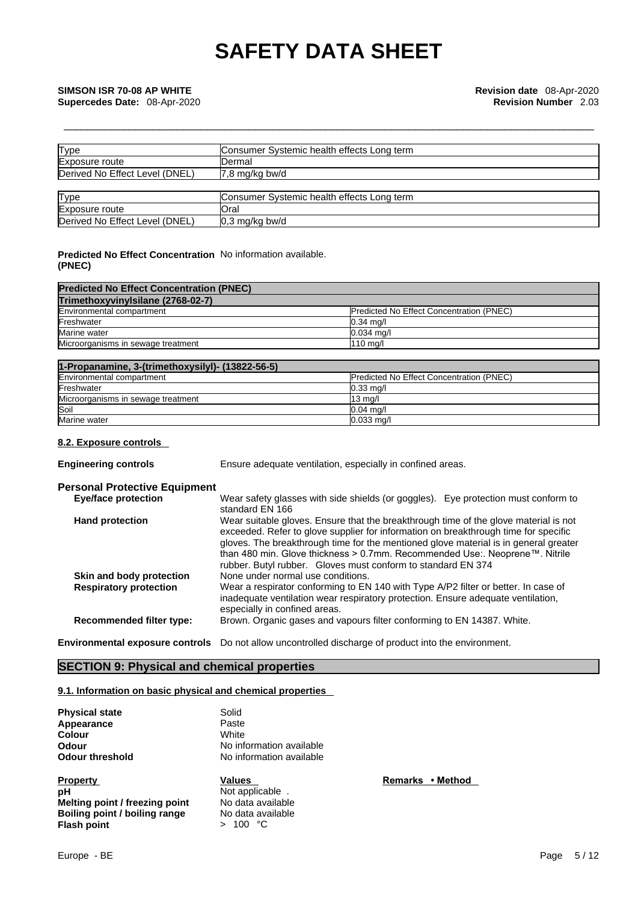| Type | Consumer Systemic health effects Long term |
|---|---|
| Exposure route | Dermal |
| Derived No Effect Level (DNEL) | 7,8 mg/kg bw/d |

| Type | Consumer Systemic health effects Long term |
|---|---|
| Exposure route | Oral |
| Derived No Effect Level (DNEL) | 0,3 mg/kg bw/d |

**Predicted No Effect Concentration (PNEC)** No information available.

| Predicted No Effect Concentration (PNEC) | |
|---|---|
| **Trimethoxyvinylsilane (2768-02-7)** | |
| Environmental compartment | Predicted No Effect Concentration (PNEC) |
| Freshwater | 0.34 mg/l |
| Marine water | 0.034 mg/l |
| Microorganisms in sewage treatment | 110 mg/l |

| 1-Propanamine, 3-(trimethoxysilyl)- (13822-56-5) | |
|---|---|
| Environmental compartment | Predicted No Effect Concentration (PNEC) |
| Freshwater | 0.33 mg/l |
| Microorganisms in sewage treatment | 13 mg/l |
| Soil | 0.04 mg/l |
| Marine water | 0.033 mg/l |

### 8.2. Exposure controls

**Engineering controls** Ensure adequate ventilation, especially in confined areas.

**Personal Protective Equipment**

**Eye/face protection** Wear safety glasses with side shields (or goggles). Eye protection must conform to standard EN 166

**Hand protection** Wear suitable gloves. Ensure that the breakthrough time of the glove material is not exceeded. Refer to glove supplier for information on breakthrough time for specific gloves. The breakthrough time for the mentioned glove material is in general greater than 480 min. Glove thickness > 0.7mm. Recommended Use:. Neoprene™. Nitrile rubber. Butyl rubber. Gloves must conform to standard EN 374

**Skin and body protection** None under normal use conditions.

**Respiratory protection** Wear a respirator conforming to EN 140 with Type A/P2 filter or better. In case of inadequate ventilation wear respiratory protection. Ensure adequate ventilation, especially in confined areas.

**Recommended filter type:** Brown. Organic gases and vapours filter conforming to EN 14387. White.

**Environmental exposure controls** Do not allow uncontrolled discharge of product into the environment.

## SECTION 9: Physical and chemical properties

### 9.1. Information on basic physical and chemical properties

**Physical state** Solid
**Appearance** Paste
**Colour** White
**Odour** No information available
**Odour threshold** No information available

| Property | Values | Remarks • Method |
|---|---|---|
| **pH** | Not applicable . | |
| **Melting point / freezing point** | No data available | |
| **Boiling point / boiling range** | No data available | |
| **Flash point** | > 100 °C | |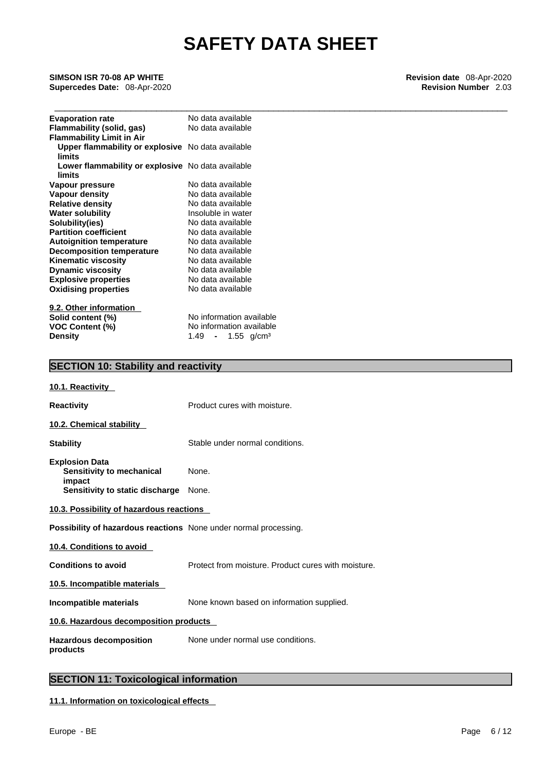| | |
|---|---|
| **Evaporation rate** | No data available |
| **Flammability (solid, gas)** | No data available |
| **Flammability Limit in Air** | |
| **Upper flammability or explosive limits** | No data available |
| **Lower flammability or explosive limits** | No data available |
| **Vapour pressure** | No data available |
| **Vapour density** | No data available |
| **Relative density** | No data available |
| **Water solubility** | Insoluble in water |
| **Solubility(ies)** | No data available |
| **Partition coefficient** | No data available |
| **Autoignition temperature** | No data available |
| **Decomposition temperature** | No data available |
| **Kinematic viscosity** | No data available |
| **Dynamic viscosity** | No data available |
| **Explosive properties** | No data available |
| **Oxidising properties** | No data available |

**9.2. Other information**

| | |
|---|---|
| **Solid content (%)** | No information available |
| **VOC Content (%)** | No information available |
| **Density** | 1.49 - 1.55 g/cm³ |

## SECTION 10: Stability and reactivity

**10.1. Reactivity**

**Reactivity** Product cures with moisture.

**10.2. Chemical stability**

**Stability** Stable under normal conditions.

**Explosion Data**
**Sensitivity to mechanical impact** None.
**Sensitivity to static discharge** None.

**10.3. Possibility of hazardous reactions**

**Possibility of hazardous reactions** None under normal processing.

**10.4. Conditions to avoid**

**Conditions to avoid** Protect from moisture. Product cures with moisture.

**10.5. Incompatible materials**

**Incompatible materials** None known based on information supplied.

**10.6. Hazardous decomposition products**

**Hazardous decomposition products** None under normal use conditions.

## SECTION 11: Toxicological information

**11.1. Information on toxicological effects**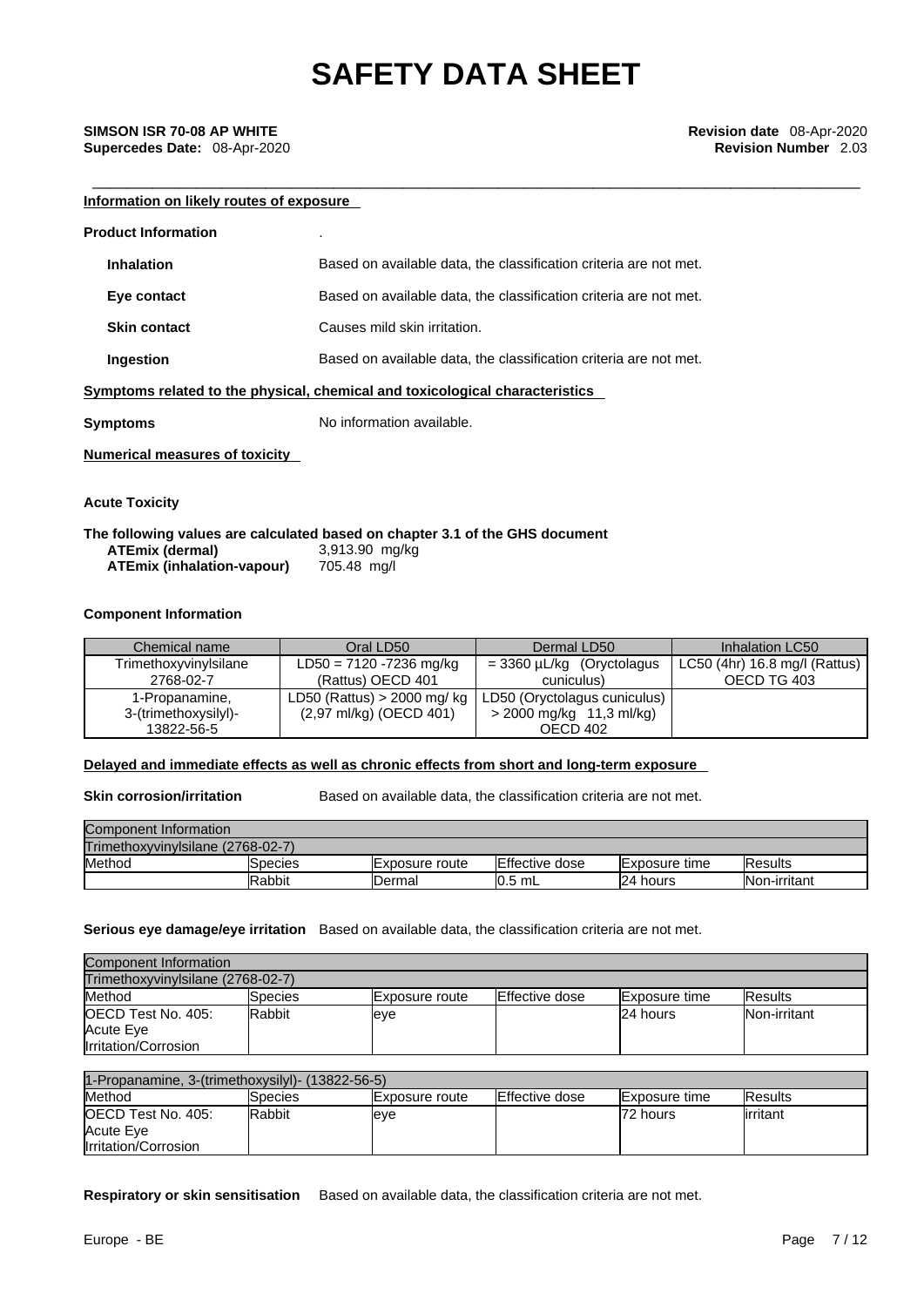**Information on likely routes of exposure**

**Product Information** .

**Inhalation** Based on available data, the classification criteria are not met.

**Eye contact** Based on available data, the classification criteria are not met.

**Skin contact** Causes mild skin irritation.

**Ingestion** Based on available data, the classification criteria are not met.

**Symptoms related to the physical, chemical and toxicological characteristics**

**Symptoms** No information available.

**Numerical measures of toxicity**

**Acute Toxicity**

**The following values are calculated based on chapter 3.1 of the GHS document**

**ATEmix (dermal)** 3,913.90 mg/kg
**ATEmix (inhalation-vapour)** 705.48 mg/l

**Component Information**

| Chemical name | Oral LD50 | Dermal LD50 | Inhalation LC50 |
|---|---|---|---|
| Trimethoxyvinylsilane 2768-02-7 | LD50 = 7120 -7236 mg/kg (Rattus) OECD 401 | = 3360 µL/kg (Oryctolagus cuniculus) | LC50 (4hr) 16.8 mg/l (Rattus) OECD TG 403 |
| 1-Propanamine, 3-(trimethoxysilyl)- 13822-56-5 | LD50 (Rattus) > 2000 mg/ kg (2,97 ml/kg) (OECD 401) | LD50 (Oryctolagus cuniculus) > 2000 mg/kg 11,3 ml/kg) OECD 402 | |

**Delayed and immediate effects as well as chronic effects from short and long-term exposure**

**Skin corrosion/irritation** Based on available data, the classification criteria are not met.

| Component Information | | | | | |
|---|---|---|---|---|---|
| Trimethoxyvinylsilane (2768-02-7) | | | | | |
| Method | Species | Exposure route | Effective dose | Exposure time | Results |
| | Rabbit | Dermal | 0.5 mL | 24 hours | Non-irritant |

**Serious eye damage/eye irritation** Based on available data, the classification criteria are not met.

| Component Information | | | | | |
|---|---|---|---|---|---|
| Trimethoxyvinylsilane (2768-02-7) | | | | | |
| Method | Species | Exposure route | Effective dose | Exposure time | Results |
| OECD Test No. 405: Acute Eye Irritation/Corrosion | Rabbit | eye | | 24 hours | Non-irritant |

| 1-Propanamine, 3-(trimethoxysilyl)- (13822-56-5) | | | | | |
|---|---|---|---|---|---|
| Method | Species | Exposure route | Effective dose | Exposure time | Results |
| OECD Test No. 405: Acute Eye Irritation/Corrosion | Rabbit | eye | | 72 hours | irritant |

**Respiratory or skin sensitisation** Based on available data, the classification criteria are not met.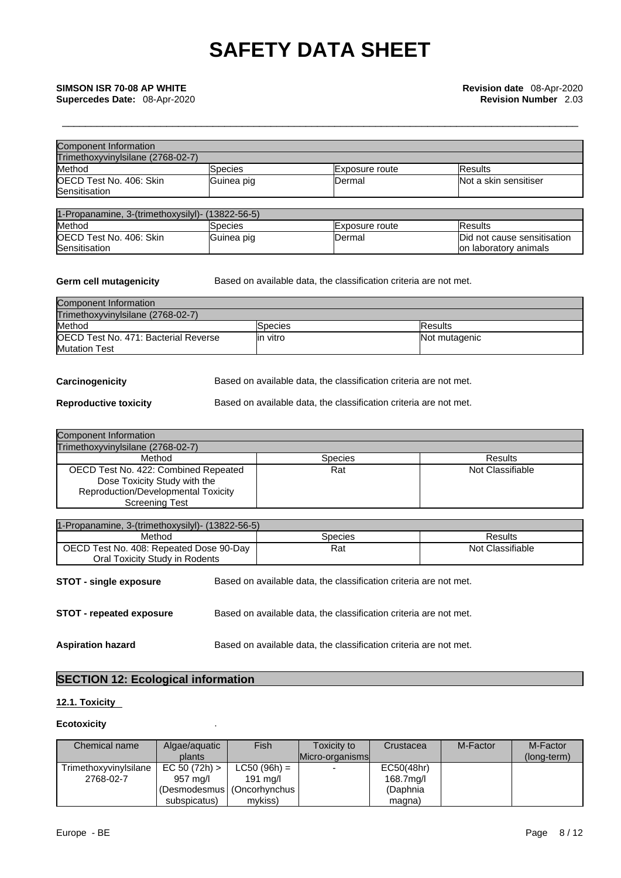| Component Information | | | |
|---|---|---|---|
| Trimethoxyvinylsilane (2768-02-7) | | | |
| Method | Species | Exposure route | Results |
| OECD Test No. 406: Skin Sensitisation | Guinea pig | Dermal | Not a skin sensitiser |

| 1-Propanamine, 3-(trimethoxysilyl)- (13822-56-5) | | | |
|---|---|---|---|
| Method | Species | Exposure route | Results |
| OECD Test No. 406: Skin Sensitisation | Guinea pig | Dermal | Did not cause sensitisation on laboratory animals |

**Germ cell mutagenicity** Based on available data, the classification criteria are not met.

| Component Information | | |
|---|---|---|
| Trimethoxyvinylsilane (2768-02-7) | | |
| Method | Species | Results |
| OECD Test No. 471: Bacterial Reverse Mutation Test | in vitro | Not mutagenic |

**Carcinogenicity** Based on available data, the classification criteria are not met.

**Reproductive toxicity** Based on available data, the classification criteria are not met.

| Component Information | | |
|---|---|---|
| Trimethoxyvinylsilane (2768-02-7) | | |
| Method | Species | Results |
| OECD Test No. 422: Combined Repeated Dose Toxicity Study with the Reproduction/Developmental Toxicity Screening Test | Rat | Not Classifiable |

| 1-Propanamine, 3-(trimethoxysilyl)- (13822-56-5) | | |
|---|---|---|
| Method | Species | Results |
| OECD Test No. 408: Repeated Dose 90-Day Oral Toxicity Study in Rodents | Rat | Not Classifiable |

**STOT - single exposure** Based on available data, the classification criteria are not met.

**STOT - repeated exposure** Based on available data, the classification criteria are not met.

**Aspiration hazard** Based on available data, the classification criteria are not met.

## SECTION 12: Ecological information

### 12.1. Toxicity

**Ecotoxicity** .

| Chemical name | Algae/aquatic plants | Fish | Toxicity to Micro-organisms | Crustacea | M-Factor | M-Factor (long-term) |
|---|---|---|---|---|---|---|
| Trimethoxyvinylsilane 2768-02-7 | EC 50 (72h) > 957 mg/l (Desmodesmus subspicatus) | LC50 (96h) = 191 mg/l (Oncorhynchus mykiss) | - | EC50(48hr) 168.7mg/l (Daphnia magna) | | |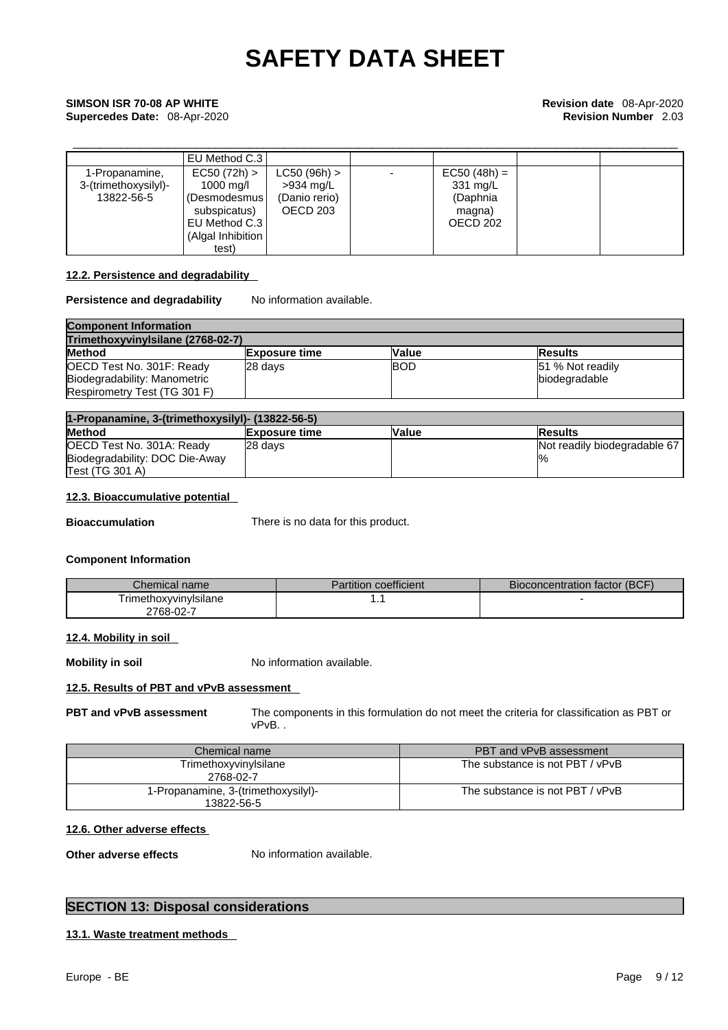| | EU Method C.3 | | | | | |
|---|---|---|---|---|---|---|
| 1-Propanamine, 3-(trimethoxysilyl)- 13822-56-5 | EC50 (72h) > 1000 mg/l (Desmodesmus subspicatus) EU Method C.3 (Algal Inhibition test) | LC50 (96h) > >934 mg/L (Danio rerio) OECD 203 | - | EC50 (48h) = 331 mg/L (Daphnia magna) OECD 202 | | |

### 12.2. Persistence and degradability

**Persistence and degradability** No information available.

| **Component Information** | | | |
|---|---|---|---|
| **Trimethoxyvinylsilane (2768-02-7)** | | | |
| **Method** | **Exposure time** | **Value** | **Results** |
| OECD Test No. 301F: Ready Biodegradability: Manometric Respirometry Test (TG 301 F) | 28 days | BOD | 51 % Not readily biodegradable |

| **1-Propanamine, 3-(trimethoxysilyl)- (13822-56-5)** | | | |
|---|---|---|---|
| **Method** | **Exposure time** | **Value** | **Results** |
| OECD Test No. 301A: Ready Biodegradability: DOC Die-Away Test (TG 301 A) | 28 days | | Not readily biodegradable 67 % |

### 12.3. Bioaccumulative potential

**Bioaccumulation** There is no data for this product.

**Component Information**

| Chemical name | Partition coefficient | Bioconcentration factor (BCF) |
|---|---|---|
| Trimethoxyvinylsilane 2768-02-7 | 1.1 | - |

### 12.4. Mobility in soil

**Mobility in soil** No information available.

### 12.5. Results of PBT and vPvB assessment

**PBT and vPvB assessment** The components in this formulation do not meet the criteria for classification as PBT or vPvB. .

| Chemical name | PBT and vPvB assessment |
|---|---|
| Trimethoxyvinylsilane 2768-02-7 | The substance is not PBT / vPvB |
| 1-Propanamine, 3-(trimethoxysilyl)- 13822-56-5 | The substance is not PBT / vPvB |

### 12.6. Other adverse effects

**Other adverse effects** No information available.

## SECTION 13: Disposal considerations

### 13.1. Waste treatment methods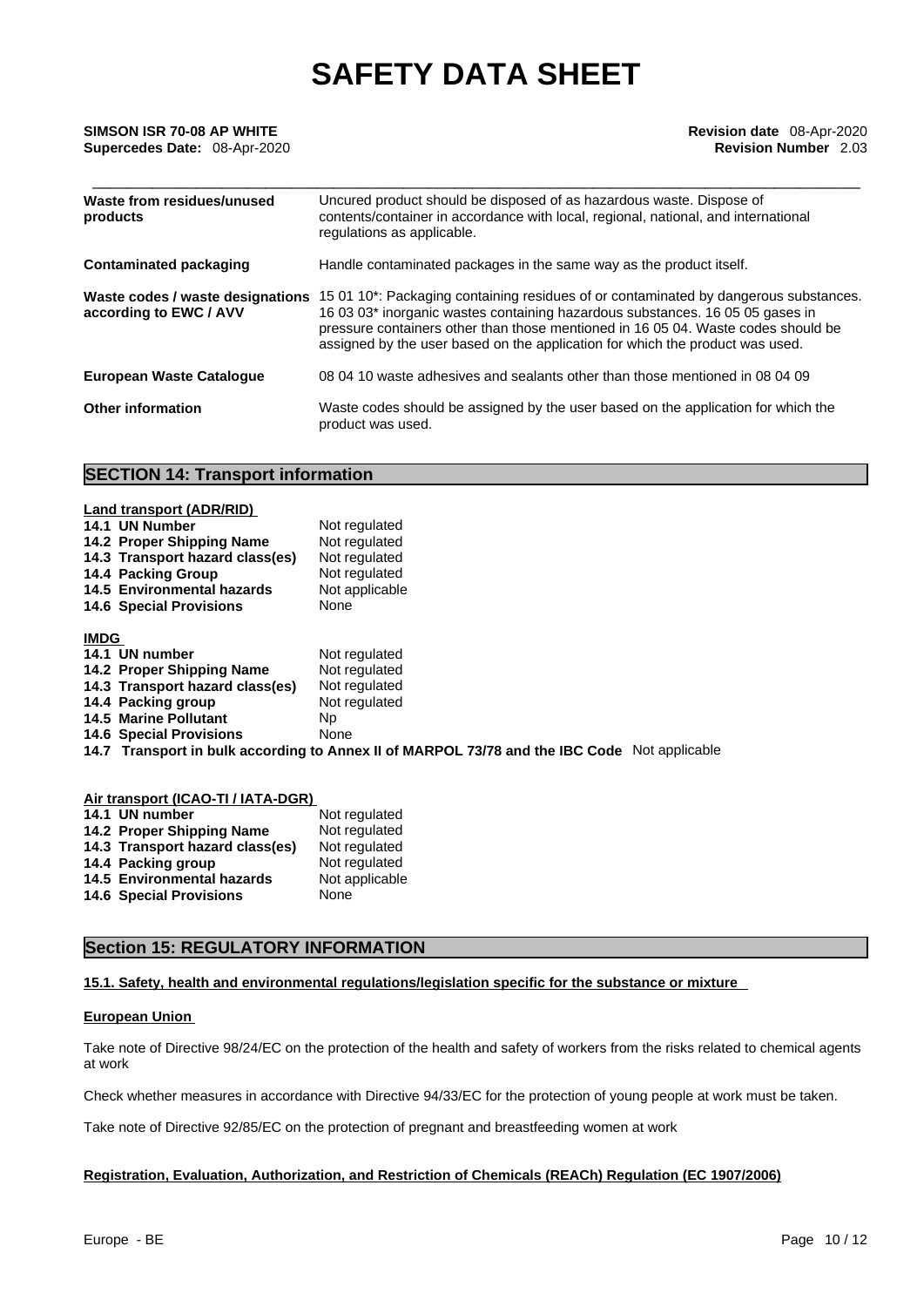| | |
|---|---|
| **Waste from residues/unused products** | Uncured product should be disposed of as hazardous waste. Dispose of contents/container in accordance with local, regional, national, and international regulations as applicable. |
| **Contaminated packaging** | Handle contaminated packages in the same way as the product itself. |
| **Waste codes / waste designations according to EWC / AVV** | 15 01 10*: Packaging containing residues of or contaminated by dangerous substances. 16 03 03* inorganic wastes containing hazardous substances. 16 05 05 gases in pressure containers other than those mentioned in 16 05 04. Waste codes should be assigned by the user based on the application for which the product was used. |
| **European Waste Catalogue** | 08 04 10 waste adhesives and sealants other than those mentioned in 08 04 09 |
| **Other information** | Waste codes should be assigned by the user based on the application for which the product was used. |

## SECTION 14: Transport information

**Land transport (ADR/RID)**

| | |
|---|---|
| **14.1 UN Number** | Not regulated |
| **14.2 Proper Shipping Name** | Not regulated |
| **14.3 Transport hazard class(es)** | Not regulated |
| **14.4 Packing Group** | Not regulated |
| **14.5 Environmental hazards** | Not applicable |
| **14.6 Special Provisions** | None |

**IMDG**

| | |
|---|---|
| **14.1 UN number** | Not regulated |
| **14.2 Proper Shipping Name** | Not regulated |
| **14.3 Transport hazard class(es)** | Not regulated |
| **14.4 Packing group** | Not regulated |
| **14.5 Marine Pollutant** | Np |
| **14.6 Special Provisions** | None |

**14.7 Transport in bulk according to Annex II of MARPOL 73/78 and the IBC Code** Not applicable

**Air transport (ICAO-TI / IATA-DGR)**

| | |
|---|---|
| **14.1 UN number** | Not regulated |
| **14.2 Proper Shipping Name** | Not regulated |
| **14.3 Transport hazard class(es)** | Not regulated |
| **14.4 Packing group** | Not regulated |
| **14.5 Environmental hazards** | Not applicable |
| **14.6 Special Provisions** | None |

## Section 15: REGULATORY INFORMATION

**15.1. Safety, health and environmental regulations/legislation specific for the substance or mixture**

**European Union**

Take note of Directive 98/24/EC on the protection of the health and safety of workers from the risks related to chemical agents at work

Check whether measures in accordance with Directive 94/33/EC for the protection of young people at work must be taken.

Take note of Directive 92/85/EC on the protection of pregnant and breastfeeding women at work

**Registration, Evaluation, Authorization, and Restriction of Chemicals (REACh) Regulation (EC 1907/2006)**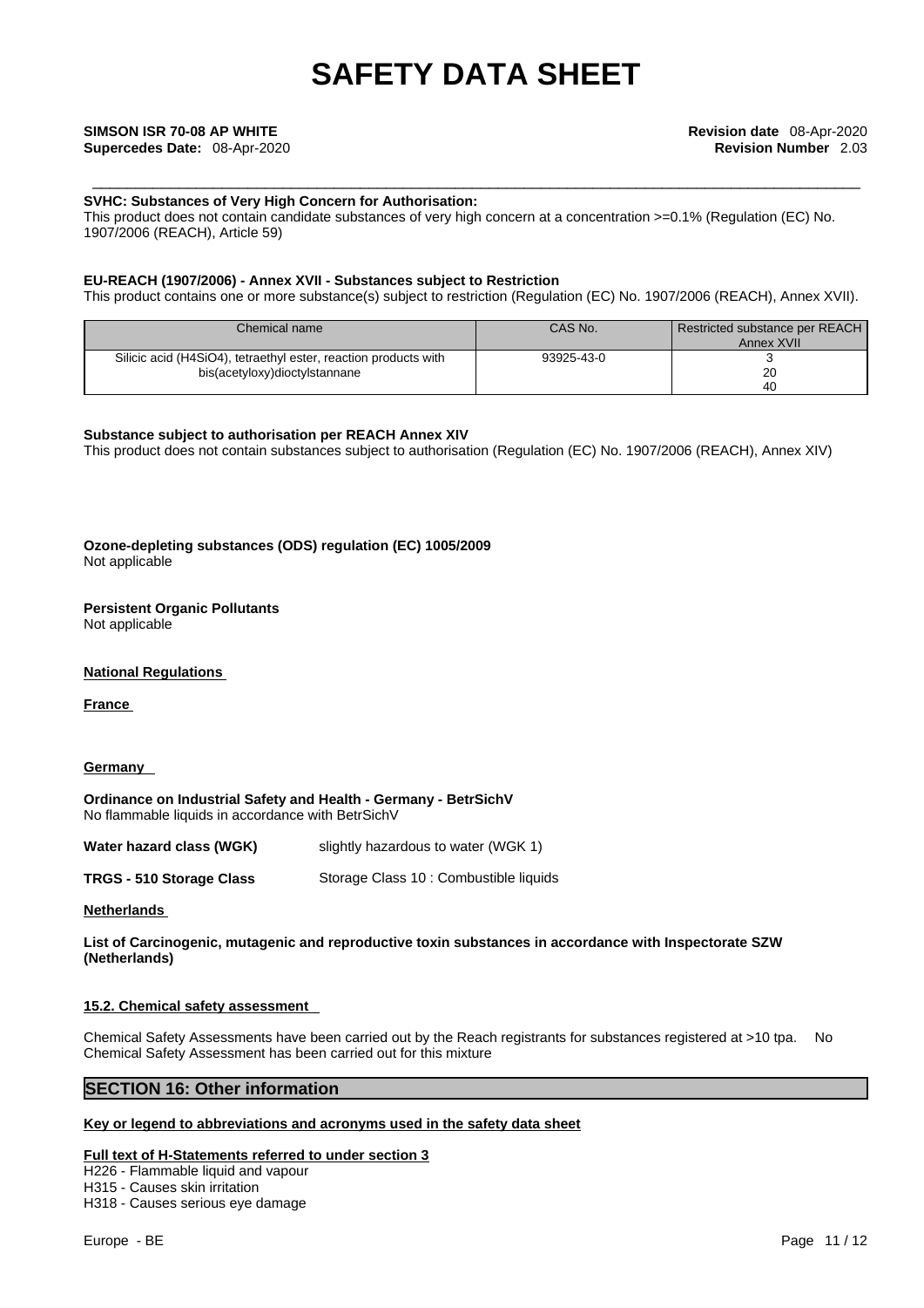**SVHC: Substances of Very High Concern for Authorisation:**
This product does not contain candidate substances of very high concern at a concentration >=0.1% (Regulation (EC) No. 1907/2006 (REACH), Article 59)

**EU-REACH (1907/2006) - Annex XVII - Substances subject to Restriction**
This product contains one or more substance(s) subject to restriction (Regulation (EC) No. 1907/2006 (REACH), Annex XVII).

| Chemical name | CAS No. | Restricted substance per REACH Annex XVII |
|---|---|---|
| Silicic acid ($H_4SiO_4$), tetraethyl ester, reaction products with bis(acetyloxy)dioctylstannane | 93925-43-0 | 3<br>20<br>40 |

**Substance subject to authorisation per REACH Annex XIV**
This product does not contain substances subject to authorisation (Regulation (EC) No. 1907/2006 (REACH), Annex XIV)

**Ozone-depleting substances (ODS) regulation (EC) 1005/2009**
Not applicable

**Persistent Organic Pollutants**
Not applicable

**National Regulations**

**France**

**Germany**

**Ordinance on Industrial Safety and Health - Germany - BetrSichV**
No flammable liquids in accordance with BetrSichV

**Water hazard class (WGK)** slightly hazardous to water (WGK 1)

**TRGS - 510 Storage Class** Storage Class 10 : Combustible liquids

**Netherlands**

**List of Carcinogenic, mutagenic and reproductive toxin substances in accordance with Inspectorate SZW (Netherlands)**

**15.2. Chemical safety assessment**

Chemical Safety Assessments have been carried out by the Reach registrants for substances registered at >10 tpa. No Chemical Safety Assessment has been carried out for this mixture

## SECTION 16: Other information

**Key or legend to abbreviations and acronyms used in the safety data sheet**

**Full text of H-Statements referred to under section 3**
H226 - Flammable liquid and vapour
H315 - Causes skin irritation
H318 - Causes serious eye damage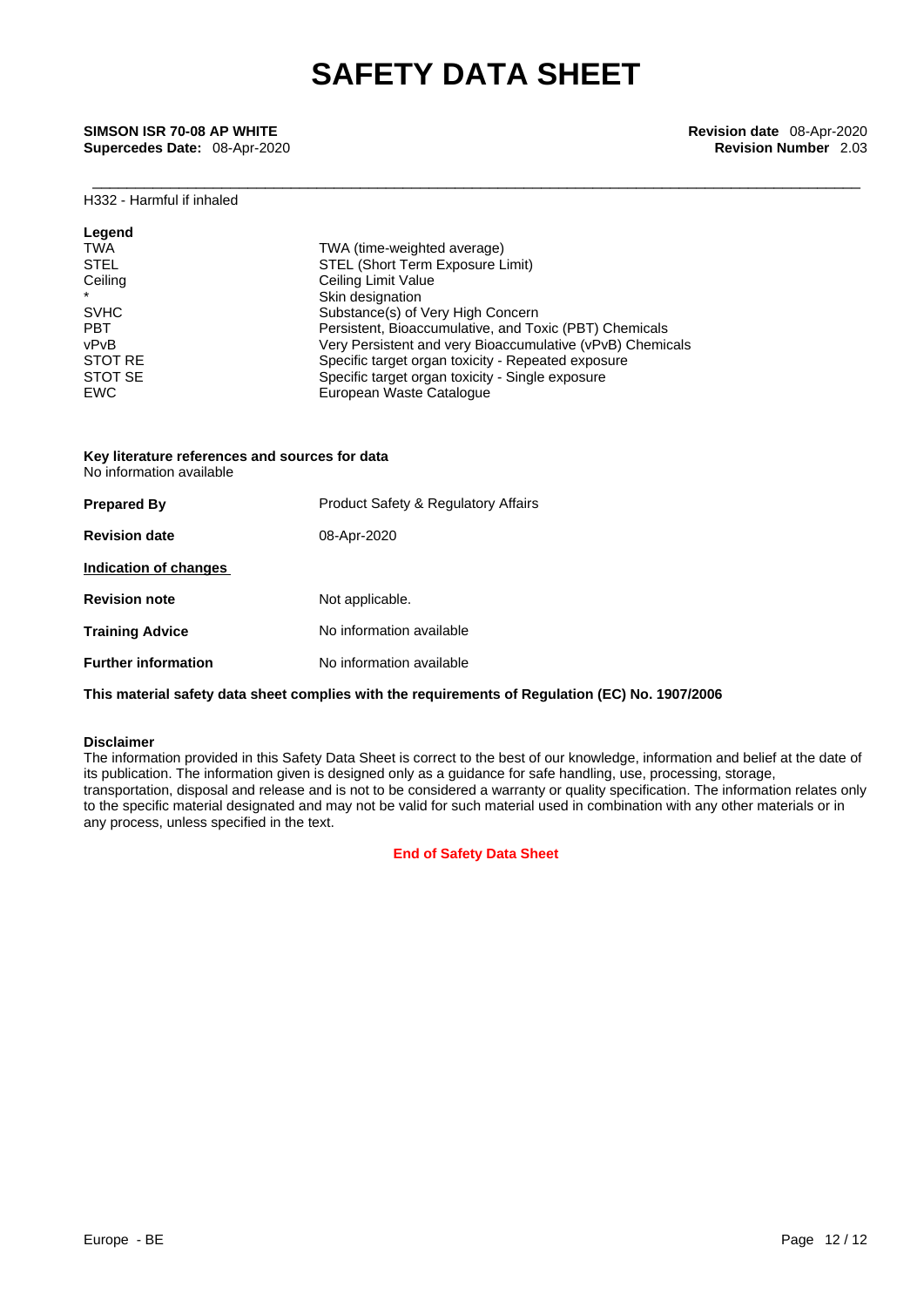H332 - Harmful if inhaled

**Legend**

| | |
|---|---|
| TWA | TWA (time-weighted average) |
| STEL | STEL (Short Term Exposure Limit) |
| Ceiling | Ceiling Limit Value |
| * | Skin designation |
| SVHC | Substance(s) of Very High Concern |
| PBT | Persistent, Bioaccumulative, and Toxic (PBT) Chemicals |
| vPvB | Very Persistent and very Bioaccumulative (vPvB) Chemicals |
| STOT RE | Specific target organ toxicity - Repeated exposure |
| STOT SE | Specific target organ toxicity - Single exposure |
| EWC | European Waste Catalogue |

**Key literature references and sources for data**
No information available

**Prepared By** Product Safety & Regulatory Affairs

**Revision date** 08-Apr-2020

**Indication of changes**

**Revision note** Not applicable.

**Training Advice** No information available

**Further information** No information available

**This material safety data sheet complies with the requirements of Regulation (EC) No. 1907/2006**

**Disclaimer**
The information provided in this Safety Data Sheet is correct to the best of our knowledge, information and belief at the date of its publication. The information given is designed only as a guidance for safe handling, use, processing, storage, transportation, disposal and release and is not to be considered a warranty or quality specification. The information relates only to the specific material designated and may not be valid for such material used in combination with any other materials or in any process, unless specified in the text.

**End of Safety Data Sheet**